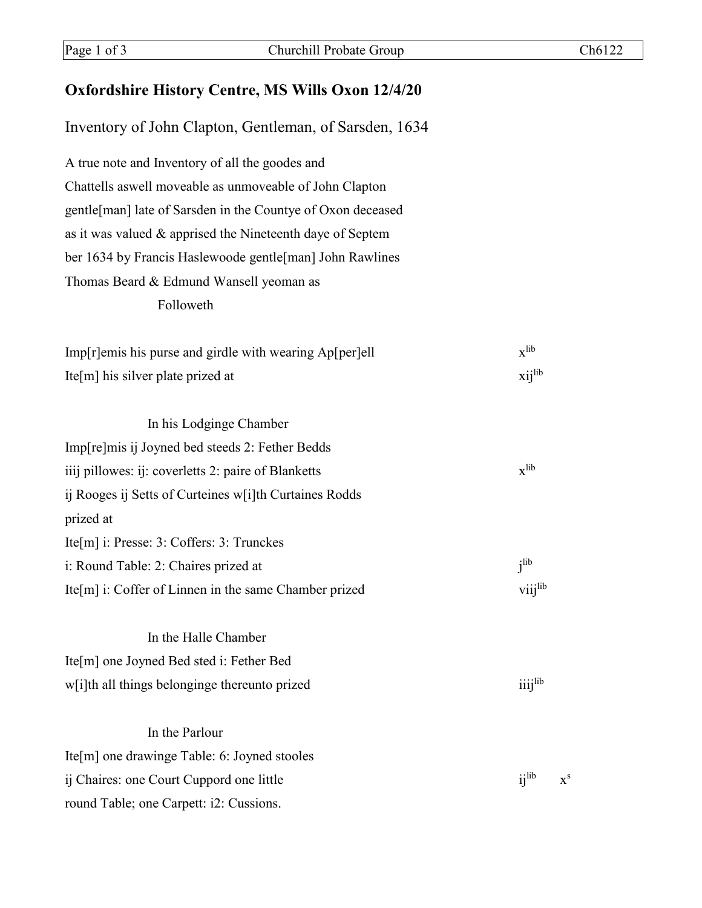# Oxfordshire History Centre, MS Wills Oxon 12/4/20

## Inventory of John Clapton, Gentleman, of Sarsden, 1634

A true note and Inventory of all the goodes and
Chattells aswell moveable as unmoveable of John Clapton
gentle[man] late of Sarsden in the Countye of Oxon deceased
as it was valued & apprised the Nineteenth daye of Septem
ber 1634 by Francis Haslewoode gentle[man] John Rawlines
Thomas Beard & Edmund Wansell yeoman as
Followeth

| | | |
|---|---|---|
| Imp[r]emis his purse and girdle with wearing Ap[per]ell | x lib | |
| Ite[m] his silver plate prized at | xij lib | |
| **In his Lodginge Chamber** | | |
| Imp[re]mis ij Joyned bed steeds 2: Fether Bedds iiij pillowes: ij: coverletts 2: paire of Blanketts ij Rooges ij Setts of Curteines w[i]th Curtaines Rodds prized at | x lib | |
| Ite[m] i: Presse: 3: Coffers: 3: Trunckes i: Round Table: 2: Chaires prized at | j lib | |
| Ite[m] i: Coffer of Linnen in the same Chamber prized | viij lib | |
| **In the Halle Chamber** | | |
| Ite[m] one Joyned Bed sted i: Fether Bed w[i]th all things belonginge thereunto prized | iiij lib | |
| **In the Parlour** | | |
| Ite[m] one drawinge Table: 6: Joyned stooles ij Chaires: one Court Cuppord one little round Table; one Carpett: i2: Cussions. | ij lib | x s |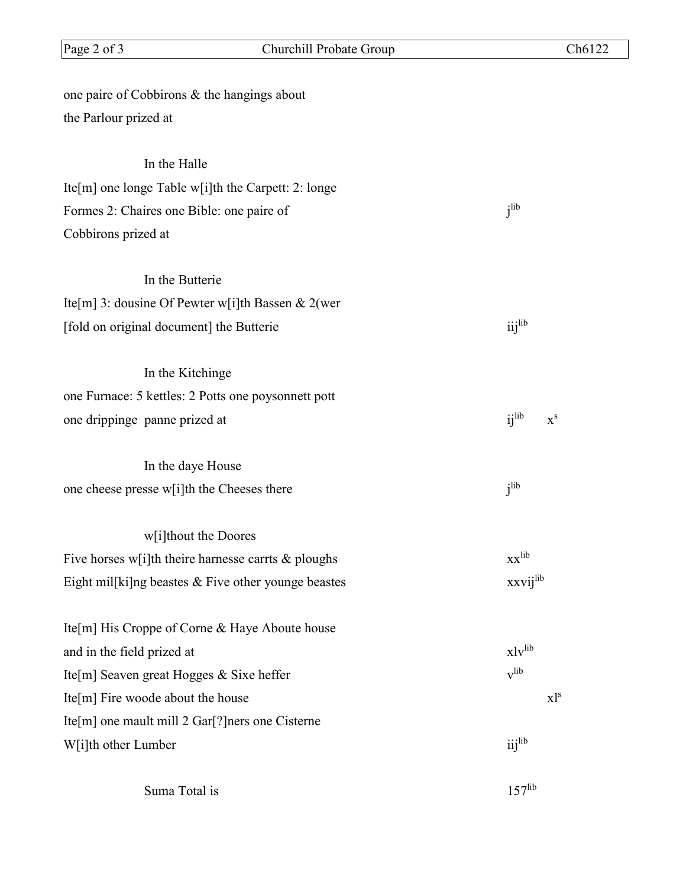one paire of Cobbirons & the hangings about
the Parlour prized at

In the Halle

| | | |
|---|---|---|
| Ite[m] one longe Table w[i]th the Carpett: 2: longe Formes 2: Chaires one Bible: one paire of Cobbirons prized at | $j^{lib}$ | |

In the Butterie

| | | |
|---|---|---|
| Ite[m] 3: dousine Of Pewter w[i]th Bassen & 2(wer [fold on original document] the Butterie | $iij^{lib}$ | |

In the Kitchinge

| | | |
|---|---|---|
| one Furnace: 5 kettles: 2 Potts one poysonnett pott one drippinge panne prized at | $ij^{lib}$ | $x^{s}$ |

In the daye House

| | | |
|---|---|---|
| one cheese presse w[i]th the Cheeses there | $j^{lib}$ | |

w[i]thout the Doores

| | | |
|---|---|---|
| Five horses w[i]th theire harnesse carrts & ploughs | $xx^{lib}$ | |
| Eight mil[ki]ng beastes & Five other younge beastes | $xxvij^{lib}$ | |
| Ite[m] His Croppe of Corne & Haye Aboute house and in the field prized at | $xlv^{lib}$ | |
| Ite[m] Seaven great Hogges & Sixe heffer | $v^{lib}$ | |
| Ite[m] Fire woode about the house | | $xl^{s}$ |
| Ite[m] one mault mill 2 Gar[?]ners one Cisterne W[i]th other Lumber | $iij^{lib}$ | |

| | | |
|---|---|---|
| Suma Total is | $157^{lib}$ | |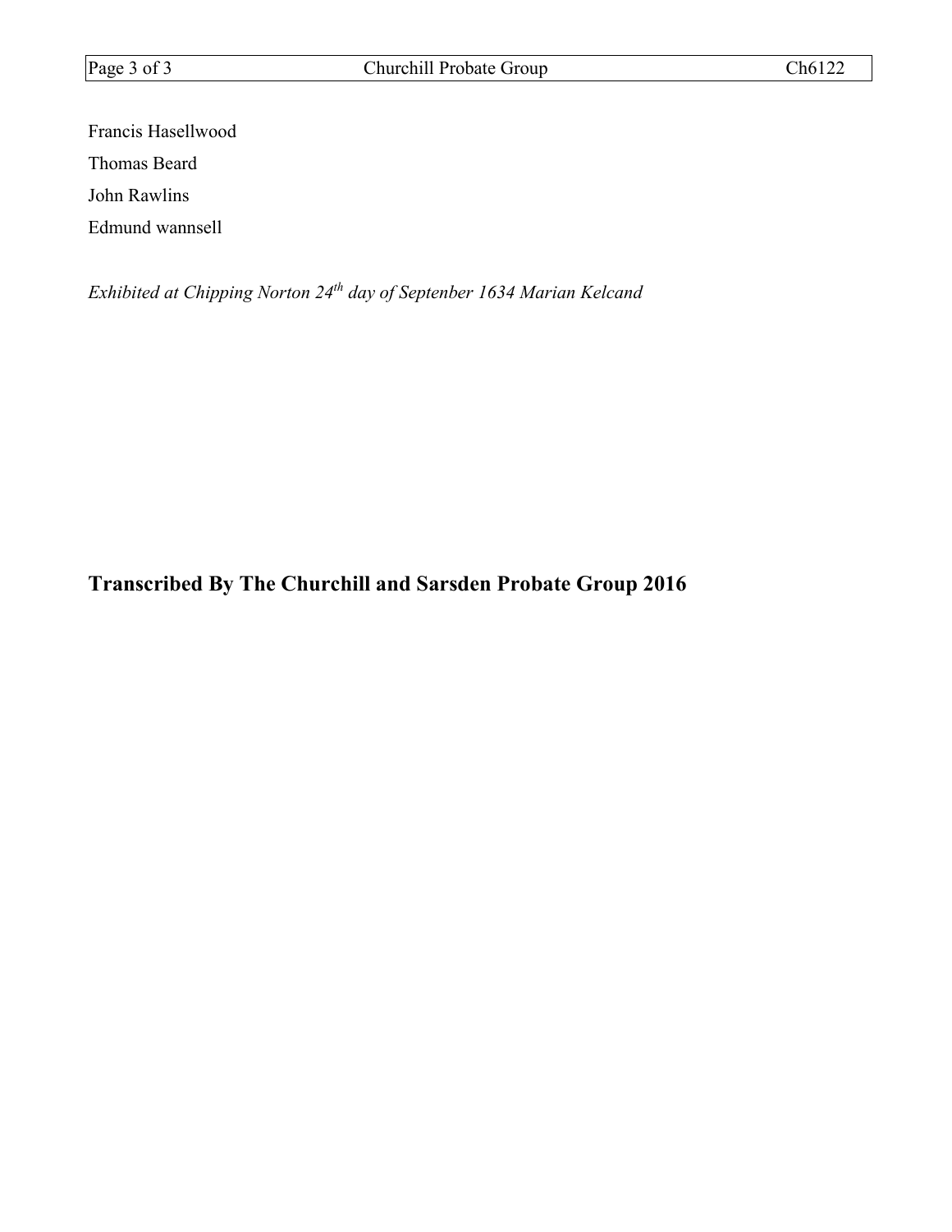Francis Hasellwood

Thomas Beard

John Rawlins

Edmund wannsell

*Exhibited at Chipping Norton 24th day of Septenber 1634 Marian Kelcand*

**Transcribed By The Churchill and Sarsden Probate Group 2016**